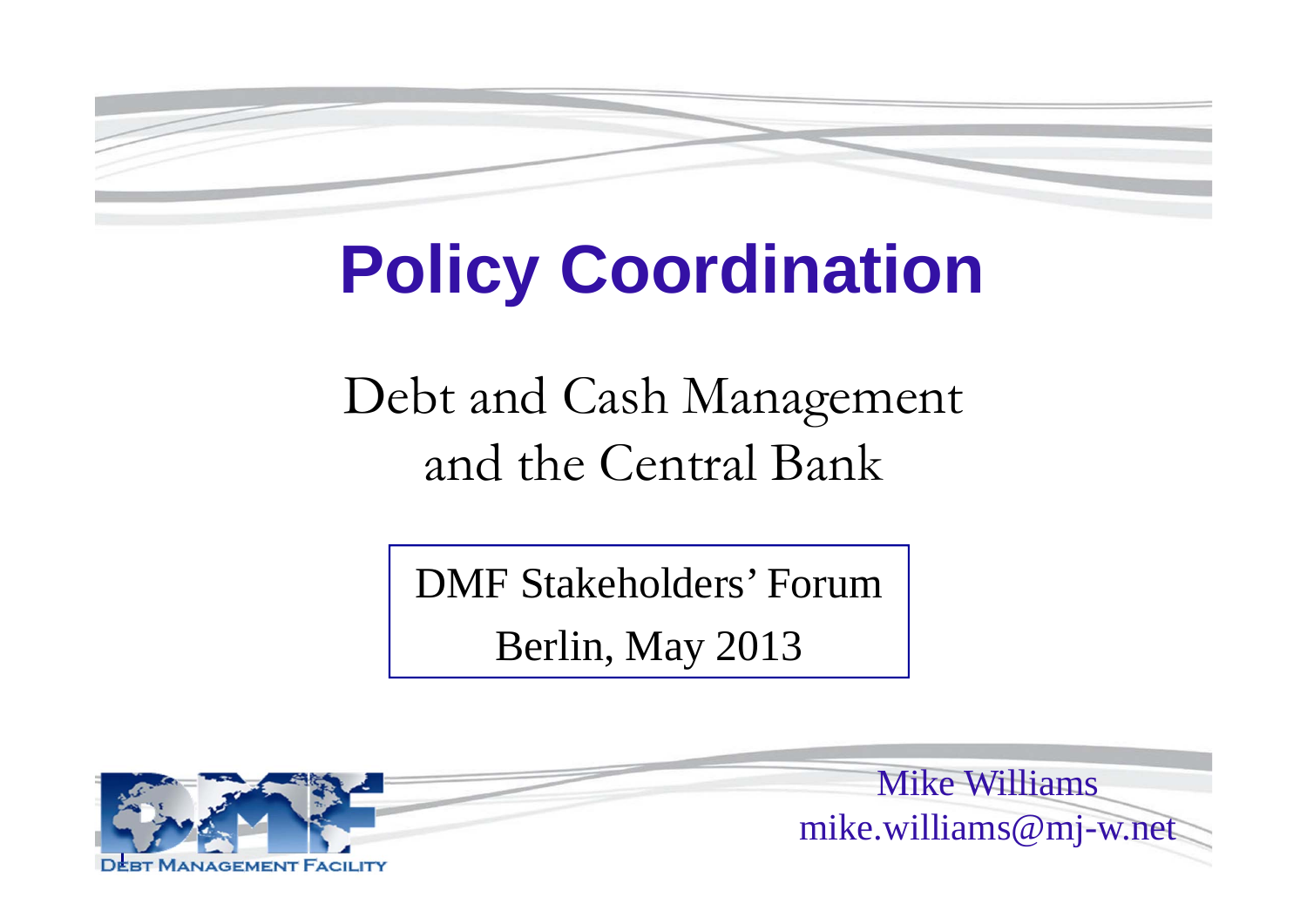# Policy Coordination

## Debt and Cash Management and the Central Bank

DMF Stakeholders' Forum

Berlin, May 2013

Mike Williams
mike.williams@mj-w.net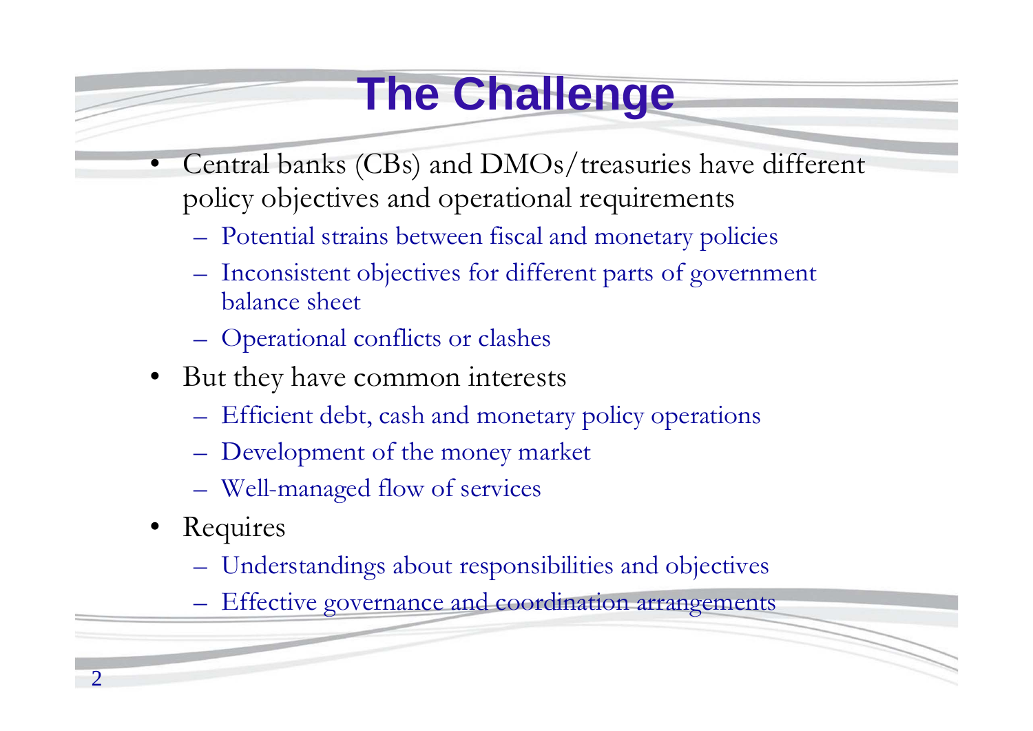# The Challenge

- Central banks (CBs) and DMOs/treasuries have different policy objectives and operational requirements
  - Potential strains between fiscal and monetary policies
  - Inconsistent objectives for different parts of government balance sheet
  - Operational conflicts or clashes
- But they have common interests
  - Efficient debt, cash and monetary policy operations
  - Development of the money market
  - Well-managed flow of services
- Requires
  - Understandings about responsibilities and objectives
  - Effective governance and coordination arrangements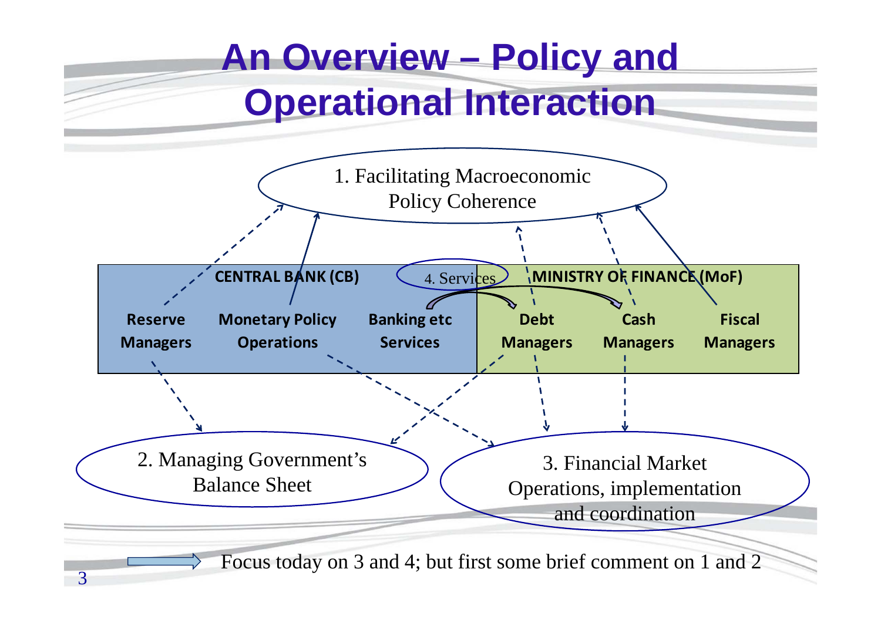# An Overview – Policy and Operational Interaction

1. Facilitating Macroeconomic Policy Coherence

**CENTRAL BANK (CB)**

**Reserve Managers**

**Monetary Policy Operations**

**Banking etc Services**

4. Services

**MINISTRY OF FINANCE (MoF)**

**Debt Managers**

**Cash Managers**

**Fiscal Managers**

2. Managing Government's Balance Sheet

3. Financial Market Operations, implementation and coordination

Focus today on 3 and 4; but first some brief comment on 1 and 2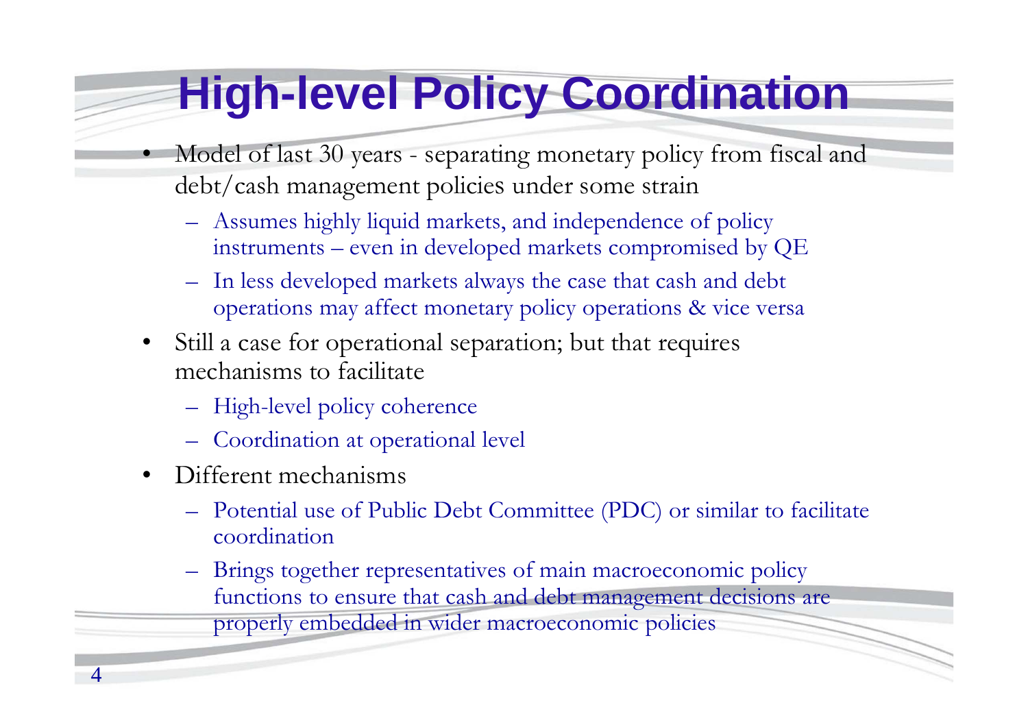# High-level Policy Coordination

- Model of last 30 years - separating monetary policy from fiscal and debt/cash management policies under some strain
  - Assumes highly liquid markets, and independence of policy instruments – even in developed markets compromised by QE
  - In less developed markets always the case that cash and debt operations may affect monetary policy operations & vice versa
- Still a case for operational separation; but that requires mechanisms to facilitate
  - High-level policy coherence
  - Coordination at operational level
- Different mechanisms
  - Potential use of Public Debt Committee (PDC) or similar to facilitate coordination
  - Brings together representatives of main macroeconomic policy functions to ensure that cash and debt management decisions are properly embedded in wider macroeconomic policies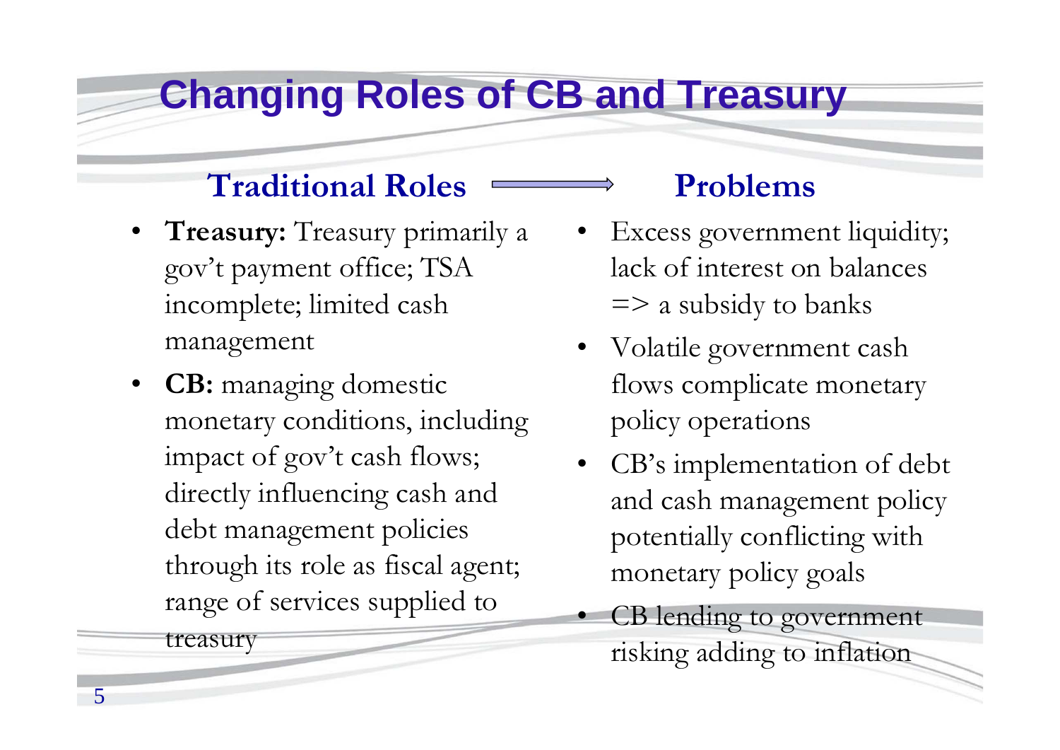# Changing Roles of CB and Treasury

## Traditional Roles

- **Treasury:** Treasury primarily a gov't payment office; TSA incomplete; limited cash management
- **CB:** managing domestic monetary conditions, including impact of gov't cash flows; directly influencing cash and debt management policies through its role as fiscal agent; range of services supplied to treasury

## Problems

- Excess government liquidity; lack of interest on balances => a subsidy to banks
- Volatile government cash flows complicate monetary policy operations
- CB's implementation of debt and cash management policy potentially conflicting with monetary policy goals
- CB lending to government risking adding to inflation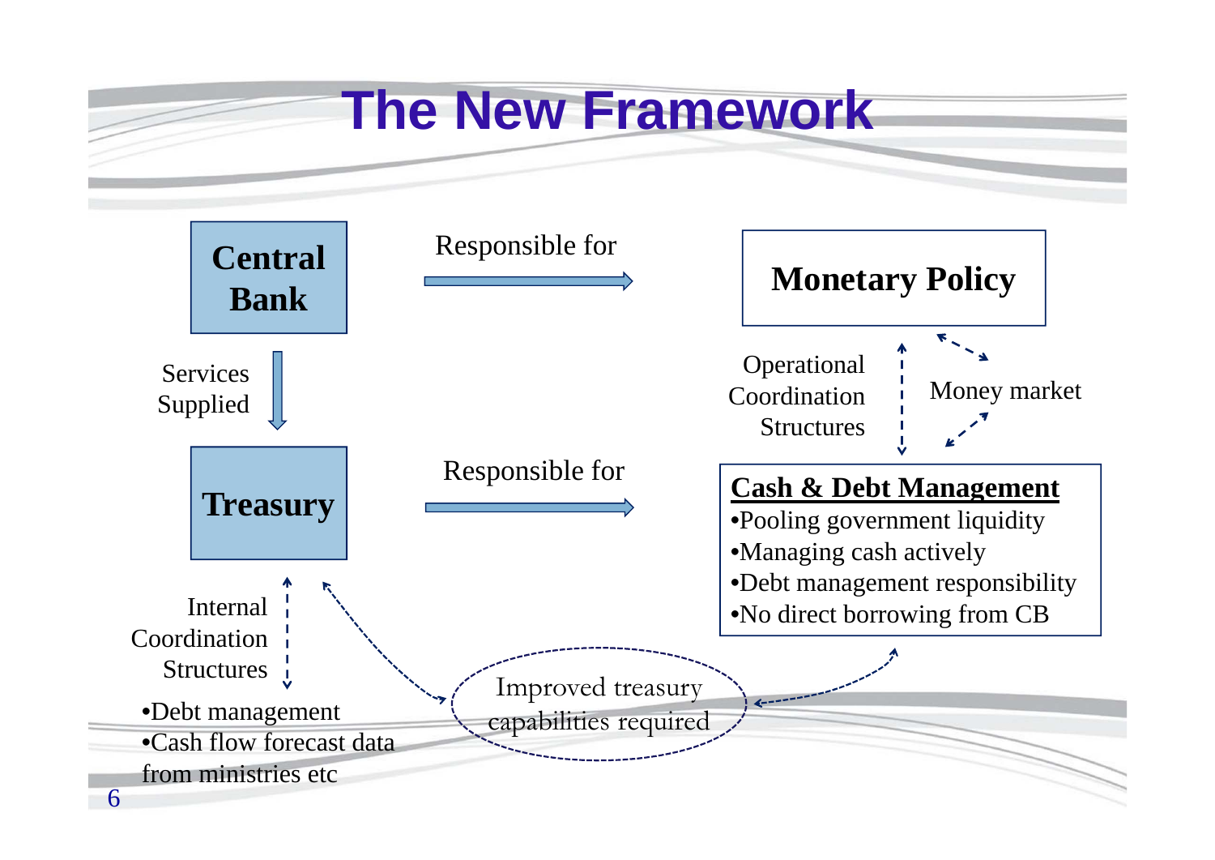# The New Framework

**Central Bank** → Responsible for → **Monetary Policy**

Services Supplied (Central Bank → Treasury)

**Treasury** → Responsible for → **Cash & Debt Management**

Operational Coordination Structures

Money market

**Cash & Debt Management**

- Pooling government liquidity
- Managing cash actively
- Debt management responsibility
- No direct borrowing from CB

Internal Coordination Structures

- Debt management
- Cash flow forecast data from ministries etc

Improved treasury capabilities required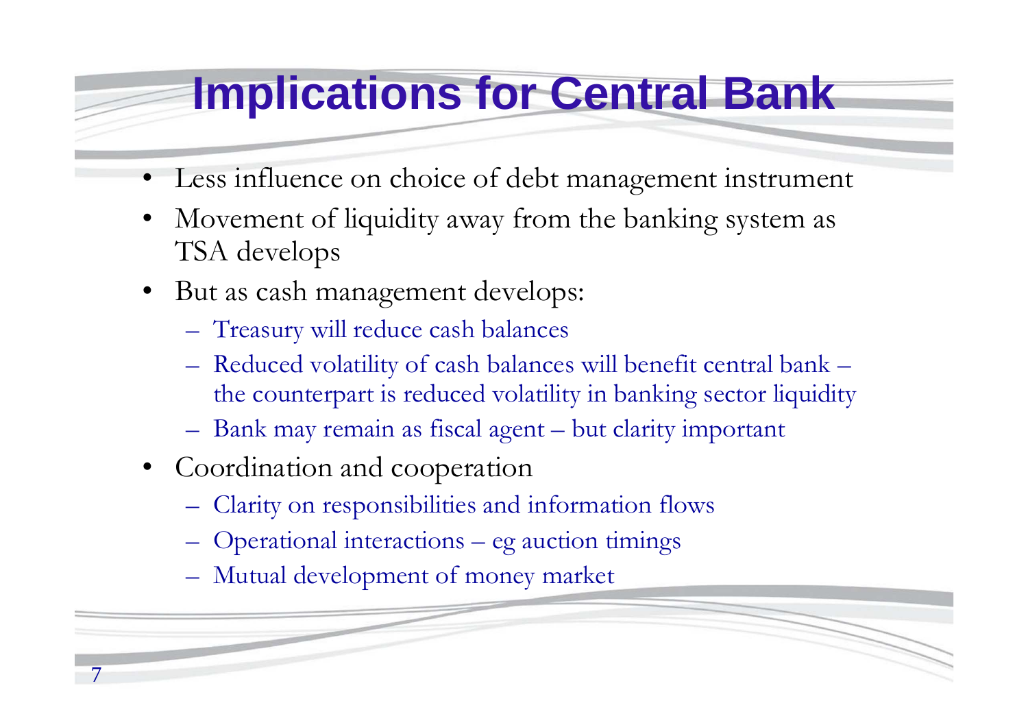# Implications for Central Bank

- Less influence on choice of debt management instrument
- Movement of liquidity away from the banking system as TSA develops
- But as cash management develops:
  - Treasury will reduce cash balances
  - Reduced volatility of cash balances will benefit central bank – the counterpart is reduced volatility in banking sector liquidity
  - Bank may remain as fiscal agent – but clarity important
- Coordination and cooperation
  - Clarity on responsibilities and information flows
  - Operational interactions – eg auction timings
  - Mutual development of money market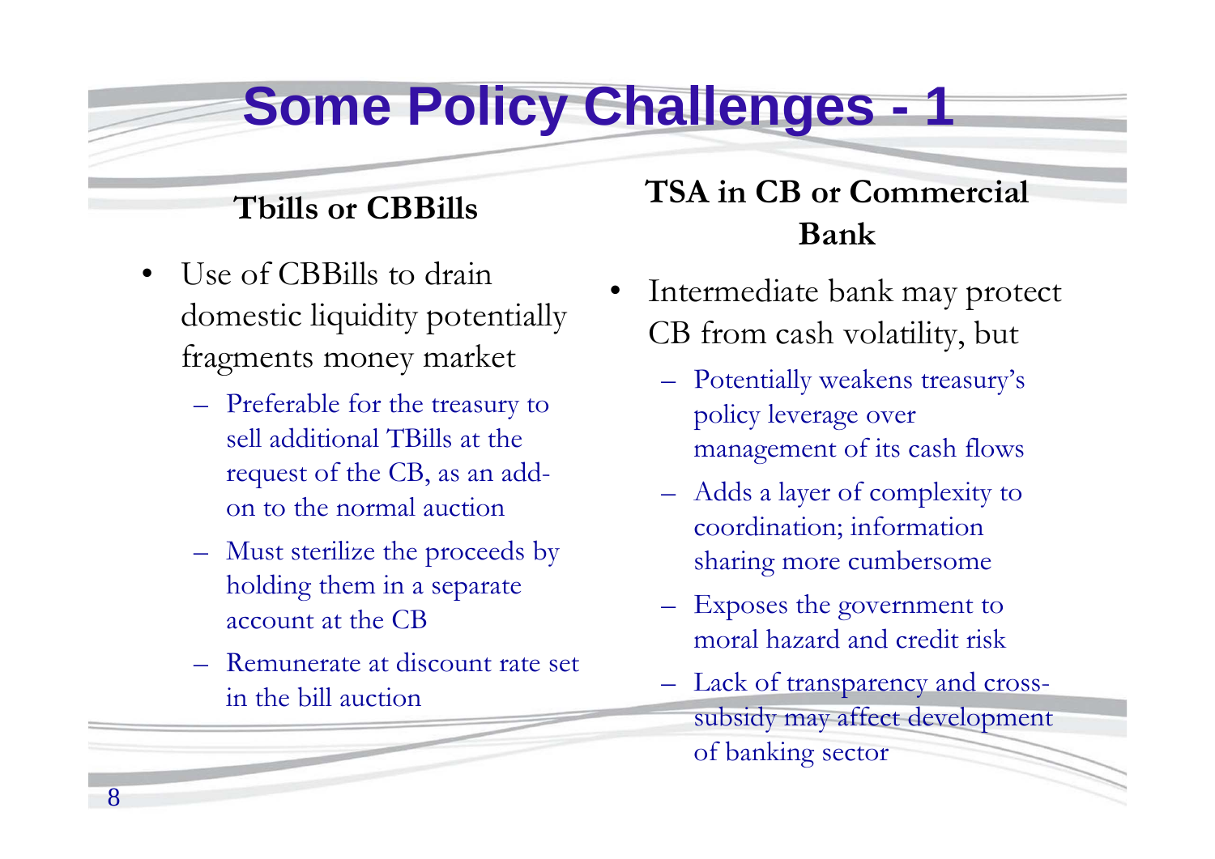# Some Policy Challenges - 1

## Tbills or CBBills

- Use of CBBills to drain domestic liquidity potentially fragments money market
  - Preferable for the treasury to sell additional TBills at the request of the CB, as an add-on to the normal auction
  - Must sterilize the proceeds by holding them in a separate account at the CB
  - Remunerate at discount rate set in the bill auction

## TSA in CB or Commercial Bank

- Intermediate bank may protect CB from cash volatility, but
  - Potentially weakens treasury's policy leverage over management of its cash flows
  - Adds a layer of complexity to coordination; information sharing more cumbersome
  - Exposes the government to moral hazard and credit risk
  - Lack of transparency and cross-subsidy may affect development of banking sector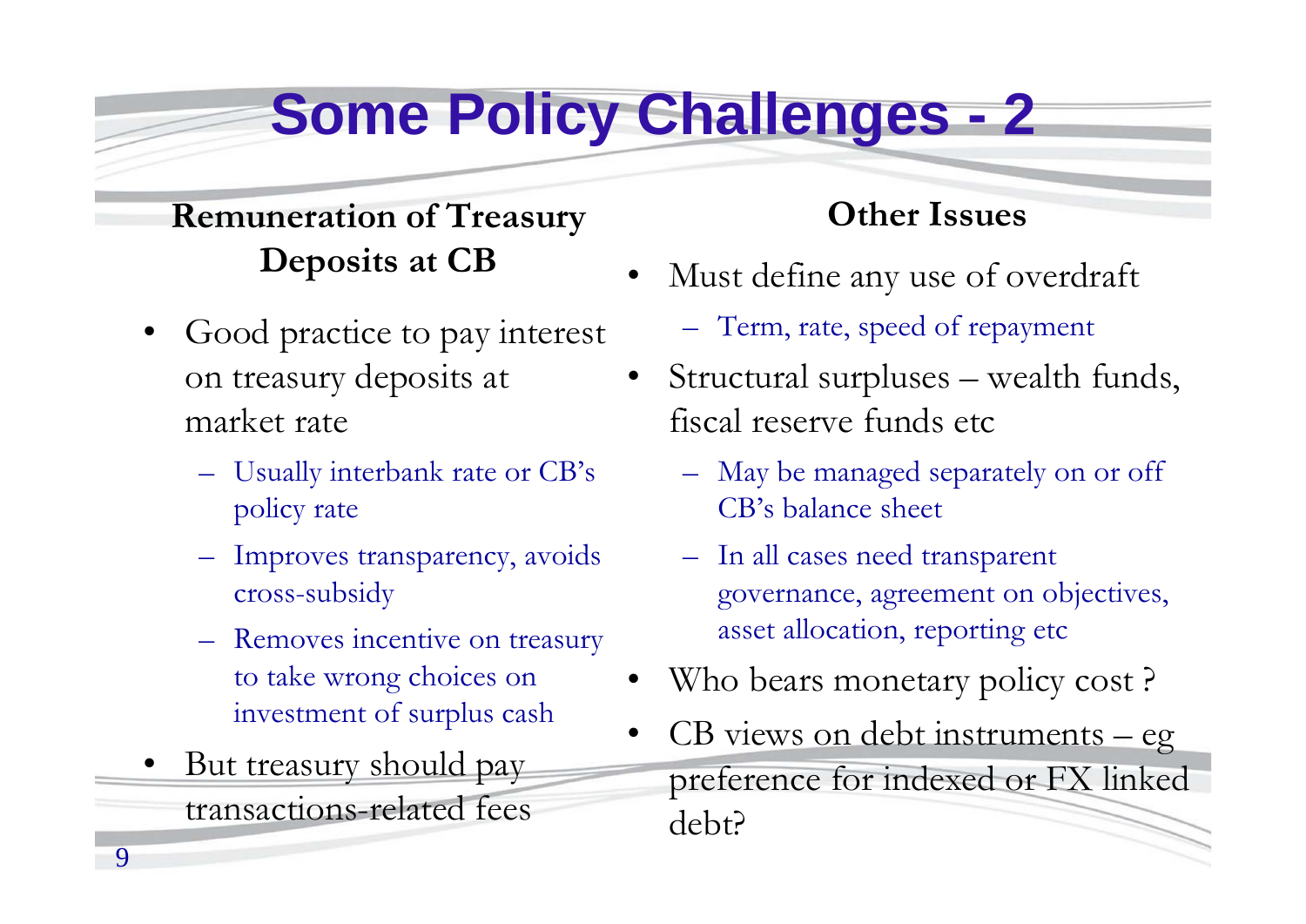# Some Policy Challenges - 2

## Remuneration of Treasury Deposits at CB

- Good practice to pay interest on treasury deposits at market rate
  - Usually interbank rate or CB's policy rate
  - Improves transparency, avoids cross-subsidy
  - Removes incentive on treasury to take wrong choices on investment of surplus cash
- But treasury should pay transactions-related fees

## Other Issues

- Must define any use of overdraft
  - Term, rate, speed of repayment
- Structural surpluses – wealth funds, fiscal reserve funds etc
  - May be managed separately on or off CB's balance sheet
  - In all cases need transparent governance, agreement on objectives, asset allocation, reporting etc
- Who bears monetary policy cost ?
- CB views on debt instruments – eg preference for indexed or FX linked debt?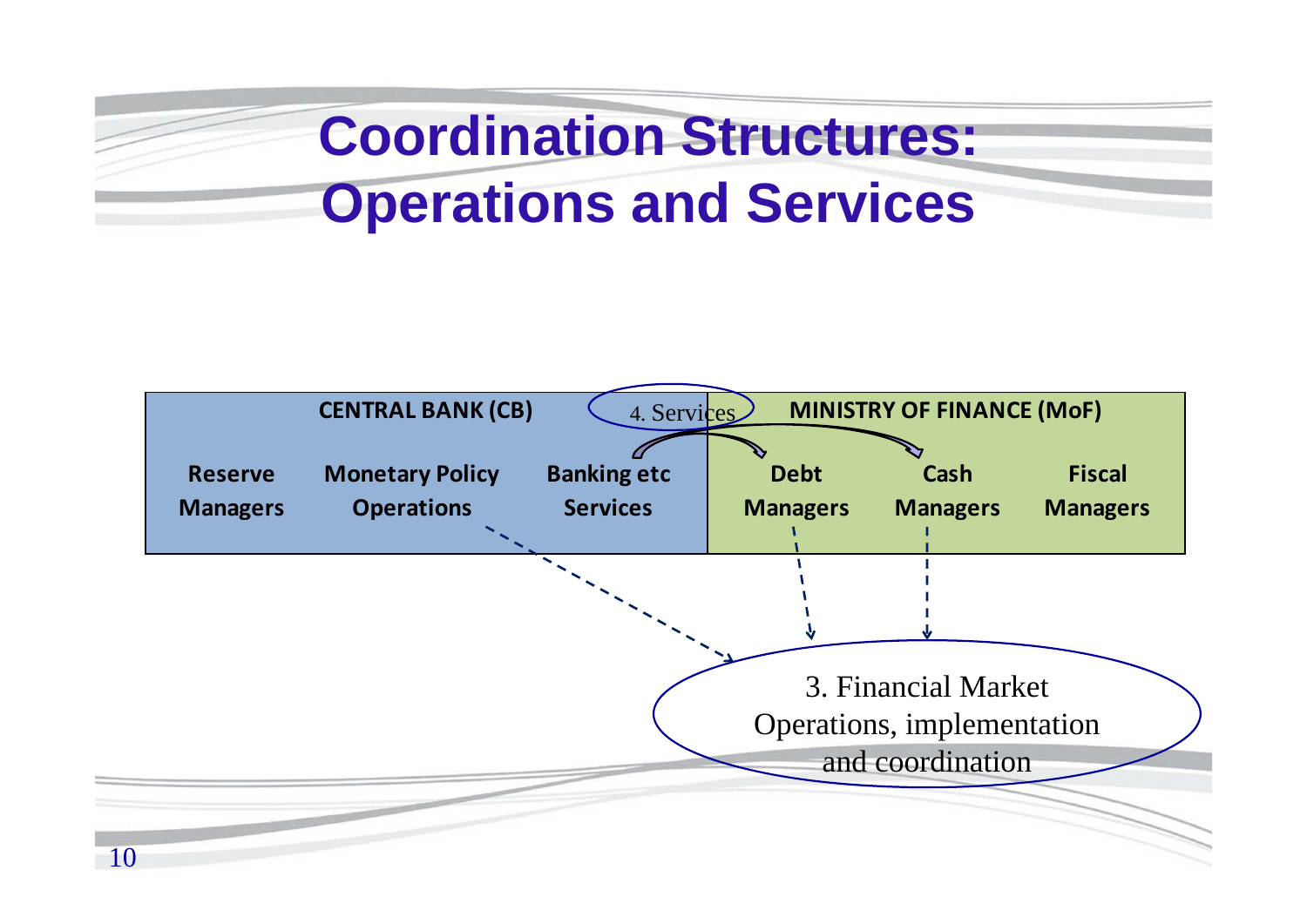# Coordination Structures: Operations and Services

| CENTRAL BANK (CB) | | | MINISTRY OF FINANCE (MoF) | | |
|---|---|---|---|---|---|
| Reserve Managers | Monetary Policy Operations | Banking etc Services | Debt Managers | Cash Managers | Fiscal Managers |

4. Services

3. Financial Market Operations, implementation and coordination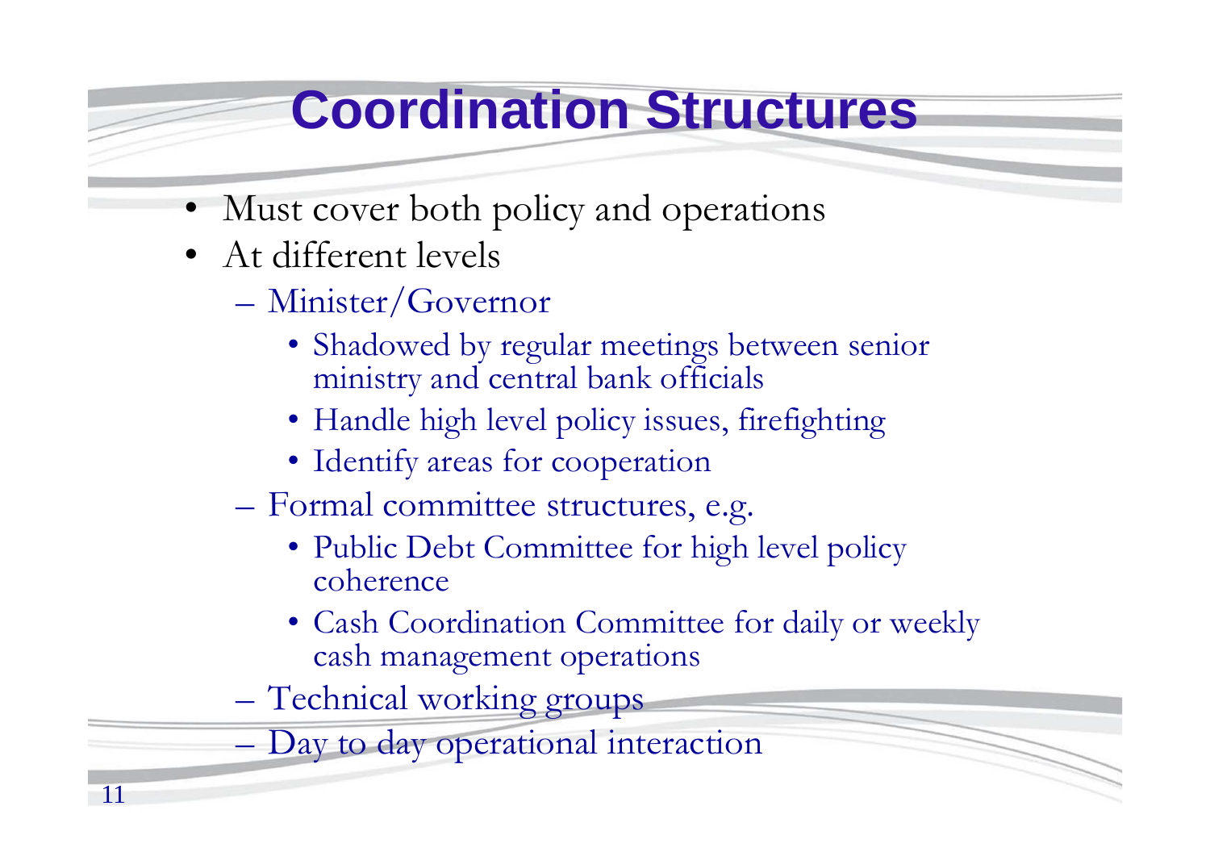# Coordination Structures

- Must cover both policy and operations
- At different levels
  - Minister/Governor
    - Shadowed by regular meetings between senior ministry and central bank officials
    - Handle high level policy issues, firefighting
    - Identify areas for cooperation
  - Formal committee structures, e.g.
    - Public Debt Committee for high level policy coherence
    - Cash Coordination Committee for daily or weekly cash management operations
  - Technical working groups
  - Day to day operational interaction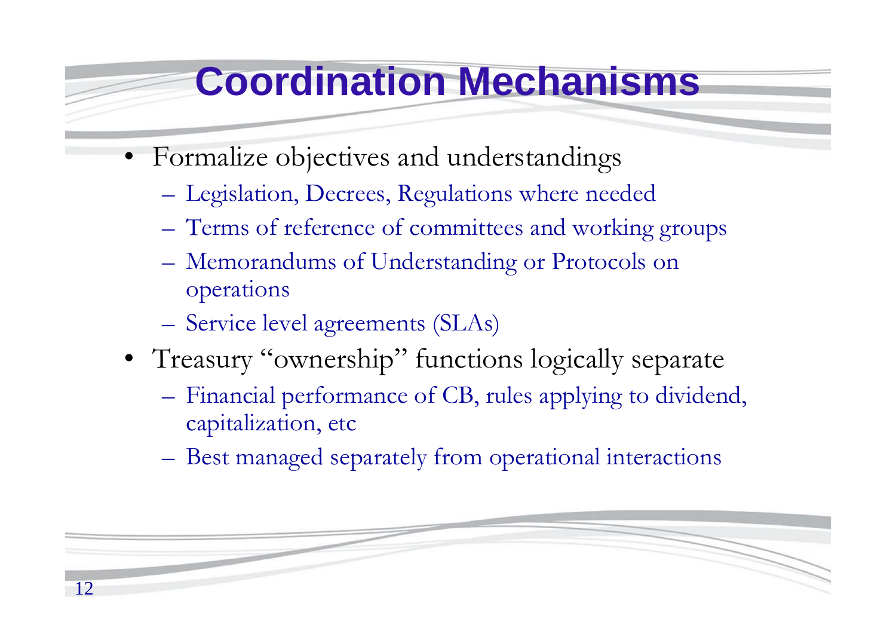# Coordination Mechanisms

- Formalize objectives and understandings
  - Legislation, Decrees, Regulations where needed
  - Terms of reference of committees and working groups
  - Memorandums of Understanding or Protocols on operations
  - Service level agreements (SLAs)
- Treasury "ownership" functions logically separate
  - Financial performance of CB, rules applying to dividend, capitalization, etc
  - Best managed separately from operational interactions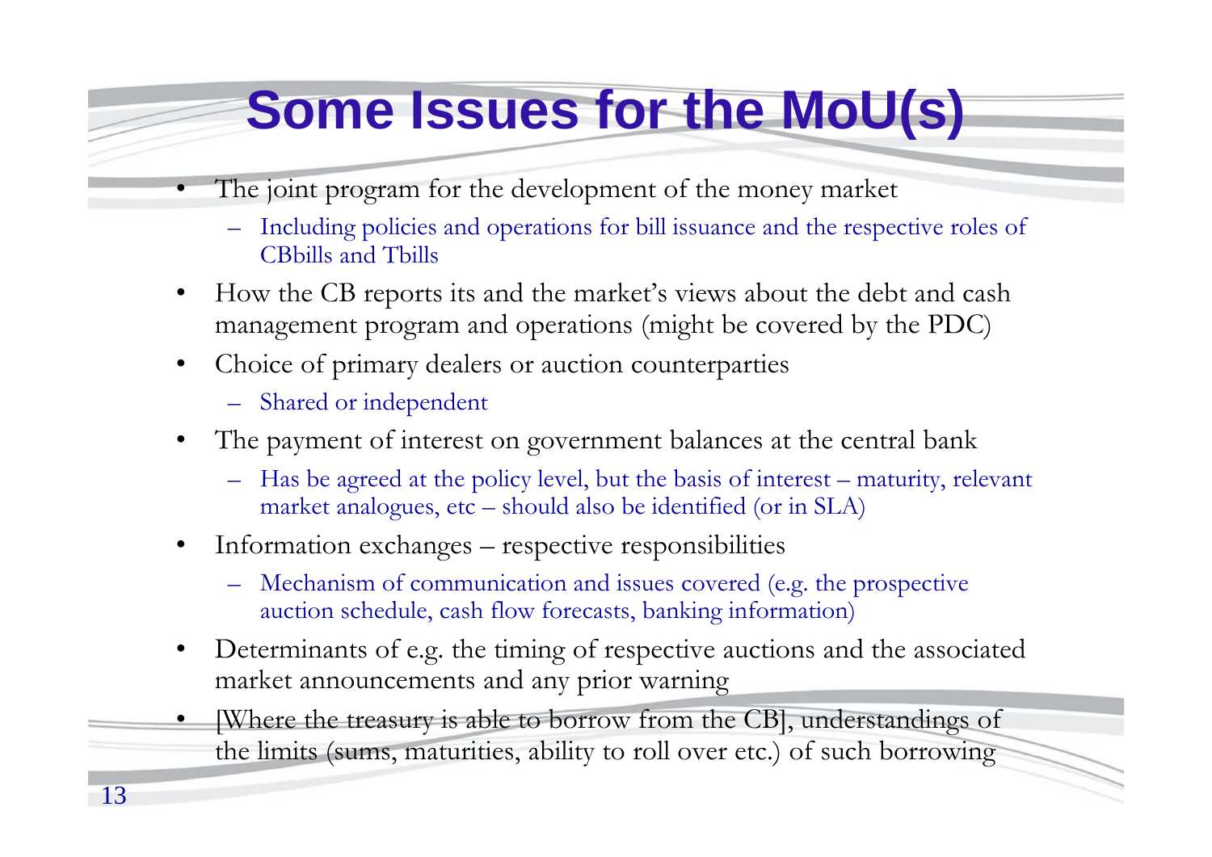# Some Issues for the MoU(s)

- The joint program for the development of the money market
  - Including policies and operations for bill issuance and the respective roles of CBbills and Tbills
- How the CB reports its and the market's views about the debt and cash management program and operations (might be covered by the PDC)
- Choice of primary dealers or auction counterparties
  - Shared or independent
- The payment of interest on government balances at the central bank
  - Has be agreed at the policy level, but the basis of interest – maturity, relevant market analogues, etc – should also be identified (or in SLA)
- Information exchanges – respective responsibilities
  - Mechanism of communication and issues covered (e.g. the prospective auction schedule, cash flow forecasts, banking information)
- Determinants of e.g. the timing of respective auctions and the associated market announcements and any prior warning
- [Where the treasury is able to borrow from the CB], understandings of the limits (sums, maturities, ability to roll over etc.) of such borrowing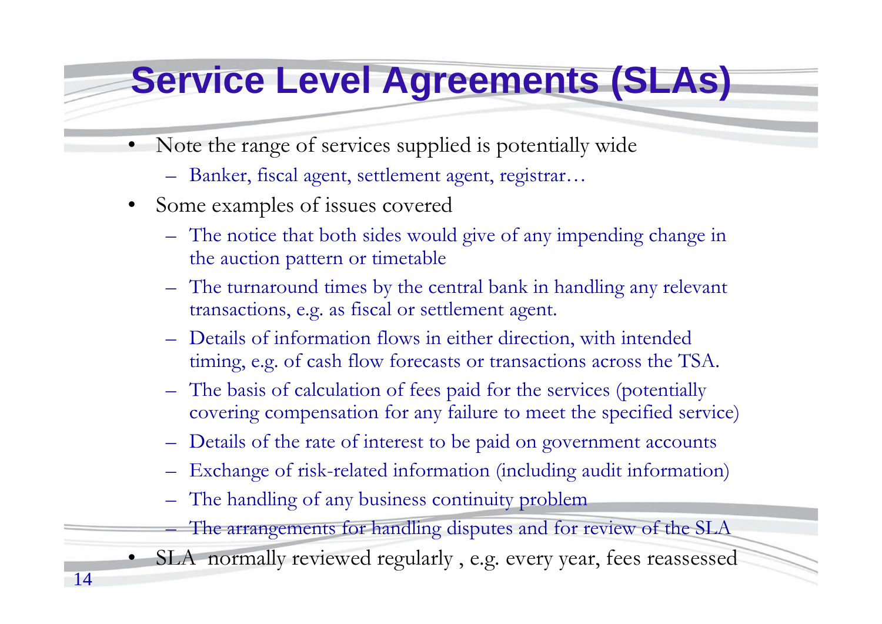# Service Level Agreements (SLAs)

- Note the range of services supplied is potentially wide
  - Banker, fiscal agent, settlement agent, registrar…
- Some examples of issues covered
  - The notice that both sides would give of any impending change in the auction pattern or timetable
  - The turnaround times by the central bank in handling any relevant transactions, e.g. as fiscal or settlement agent.
  - Details of information flows in either direction, with intended timing, e.g. of cash flow forecasts or transactions across the TSA.
  - The basis of calculation of fees paid for the services (potentially covering compensation for any failure to meet the specified service)
  - Details of the rate of interest to be paid on government accounts
  - Exchange of risk-related information (including audit information)
  - The handling of any business continuity problem
  - The arrangements for handling disputes and for review of the SLA
- SLA normally reviewed regularly , e.g. every year, fees reassessed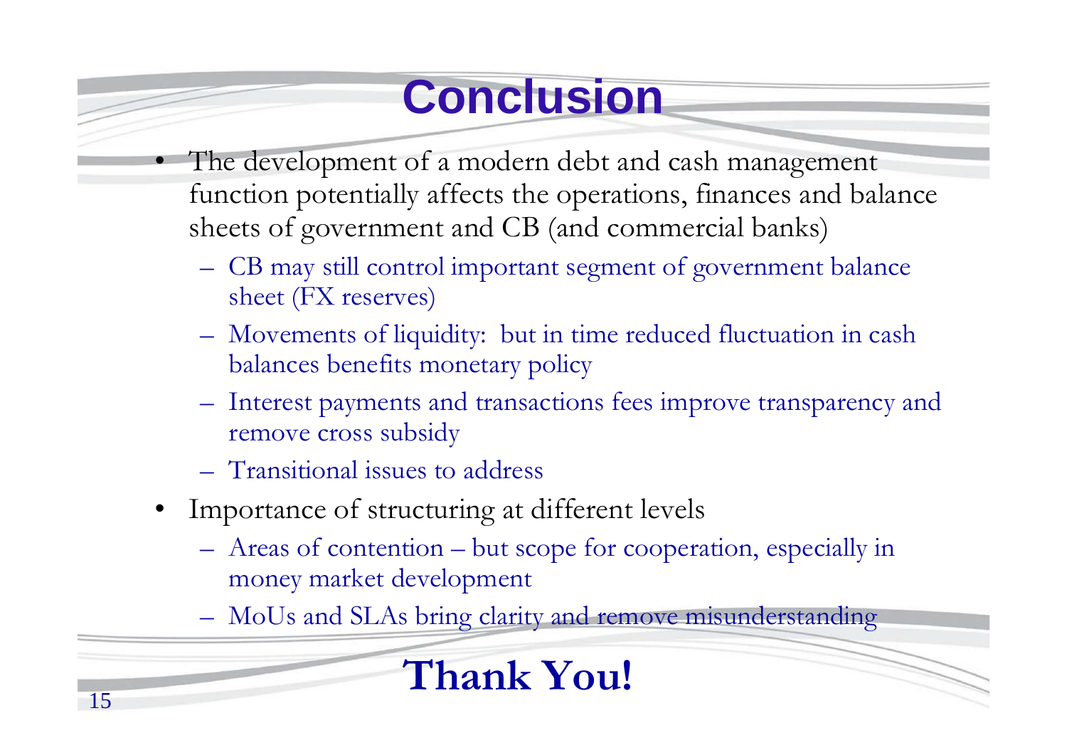# Conclusion

- The development of a modern debt and cash management function potentially affects the operations, finances and balance sheets of government and CB (and commercial banks)
  - CB may still control important segment of government balance sheet (FX reserves)
  - Movements of liquidity: but in time reduced fluctuation in cash balances benefits monetary policy
  - Interest payments and transactions fees improve transparency and remove cross subsidy
  - Transitional issues to address
- Importance of structuring at different levels
  - Areas of contention – but scope for cooperation, especially in money market development
  - MoUs and SLAs bring clarity and remove misunderstanding

**Thank You!**